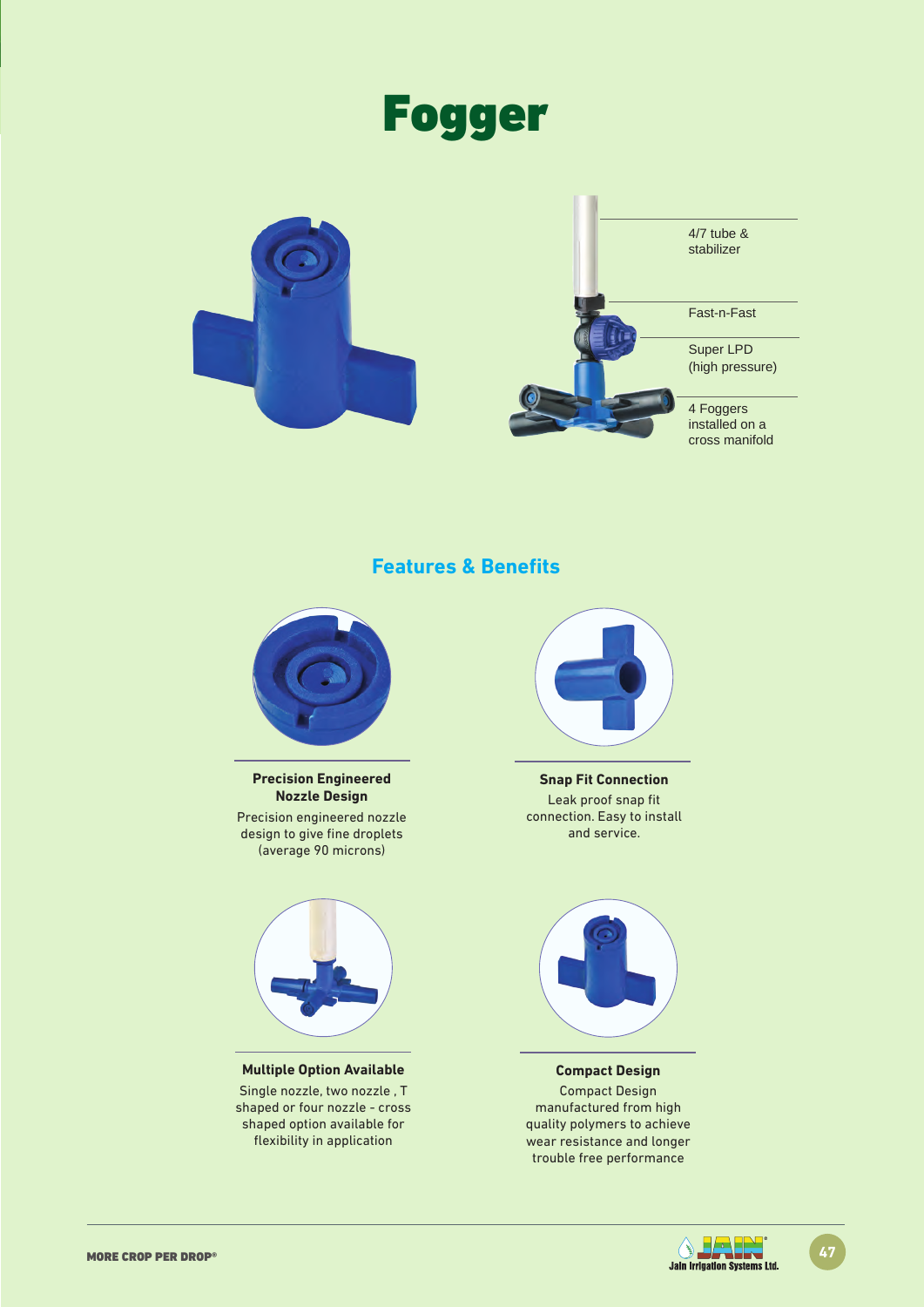# Fogger

4/7 tube & stabilizer

Fast-n-Fast

Super LPD (high pressure)

4 Foggers installed on a cross manifold

## Features & Benefits

**Precision Engineered Nozzle Design**

Precision engineered nozzle design to give fine droplets (average 90 microns)

**Snap Fit Connection**

Leak proof snap fit connection. Easy to install and service.

**Multiple Option Available**

Single nozzle, two nozzle , T shaped or four nozzle - cross shaped option available for flexibility in application

**Compact Design**

Compact Design manufactured from high quality polymers to achieve wear resistance and longer trouble free performance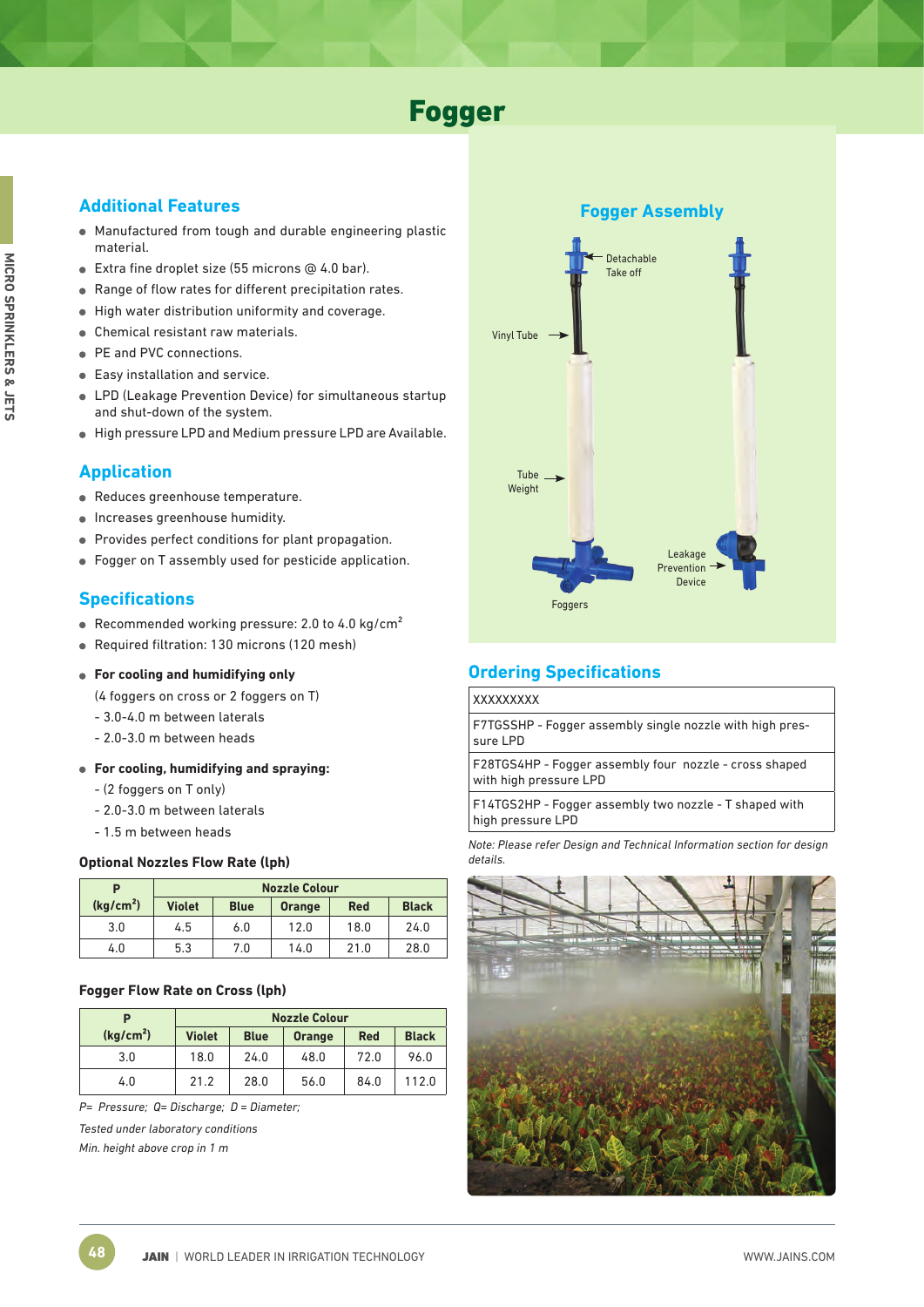# Fogger

## Additional Features

- Manufactured from tough and durable engineering plastic material.
- Extra fine droplet size (55 microns @ 4.0 bar).
- Range of flow rates for different precipitation rates.
- High water distribution uniformity and coverage.
- Chemical resistant raw materials.
- PE and PVC connections.
- Easy installation and service.
- LPD (Leakage Prevention Device) for simultaneous startup and shut-down of the system.
- High pressure LPD and Medium pressure LPD are Available.

## Application

- Reduces greenhouse temperature.
- Increases greenhouse humidity.
- Provides perfect conditions for plant propagation.
- Fogger on T assembly used for pesticide application.

## Specifications

- Recommended working pressure: 2.0 to 4.0 kg/cm$^2$
- Required filtration: 130 microns (120 mesh)
- **For cooling and humidifying only**
  (4 foggers on cross or 2 foggers on T)
  - 3.0-4.0 m between laterals
  - 2.0-3.0 m between heads
- **For cooling, humidifying and spraying:**
  - (2 foggers on T only)
  - 2.0-3.0 m between laterals
  - 1.5 m between heads

**Optional Nozzles Flow Rate (lph)**

| P (kg/cm$^2$) | Nozzle Colour | | | | |
|---|---|---|---|---|---|
| | Violet | Blue | Orange | Red | Black |
| 3.0 | 4.5 | 6.0 | 12.0 | 18.0 | 24.0 |
| 4.0 | 5.3 | 7.0 | 14.0 | 21.0 | 28.0 |

**Fogger Flow Rate on Cross (lph)**

| P (kg/cm$^2$) | Nozzle Colour | | | | |
|---|---|---|---|---|---|
| | Violet | Blue | Orange | Red | Black |
| 3.0 | 18.0 | 24.0 | 48.0 | 72.0 | 96.0 |
| 4.0 | 21.2 | 28.0 | 56.0 | 84.0 | 112.0 |

*P= Pressure; Q= Discharge; D = Diameter;*

*Tested under laboratory conditions*

*Min. height above crop in 1 m*

## Fogger Assembly

Detachable Take off

Vinyl Tube

Tube Weight

Leakage Prevention Device

Foggers

## Ordering Specifications

| |
|---|
| XXXXXXXXX |
| F7TGSSHP - Fogger assembly single nozzle with high pressure LPD |
| F28TGS4HP - Fogger assembly four nozzle - cross shaped with high pressure LPD |
| F14TGS2HP - Fogger assembly two nozzle - T shaped with high pressure LPD |

*Note: Please refer Design and Technical Information section for design details.*